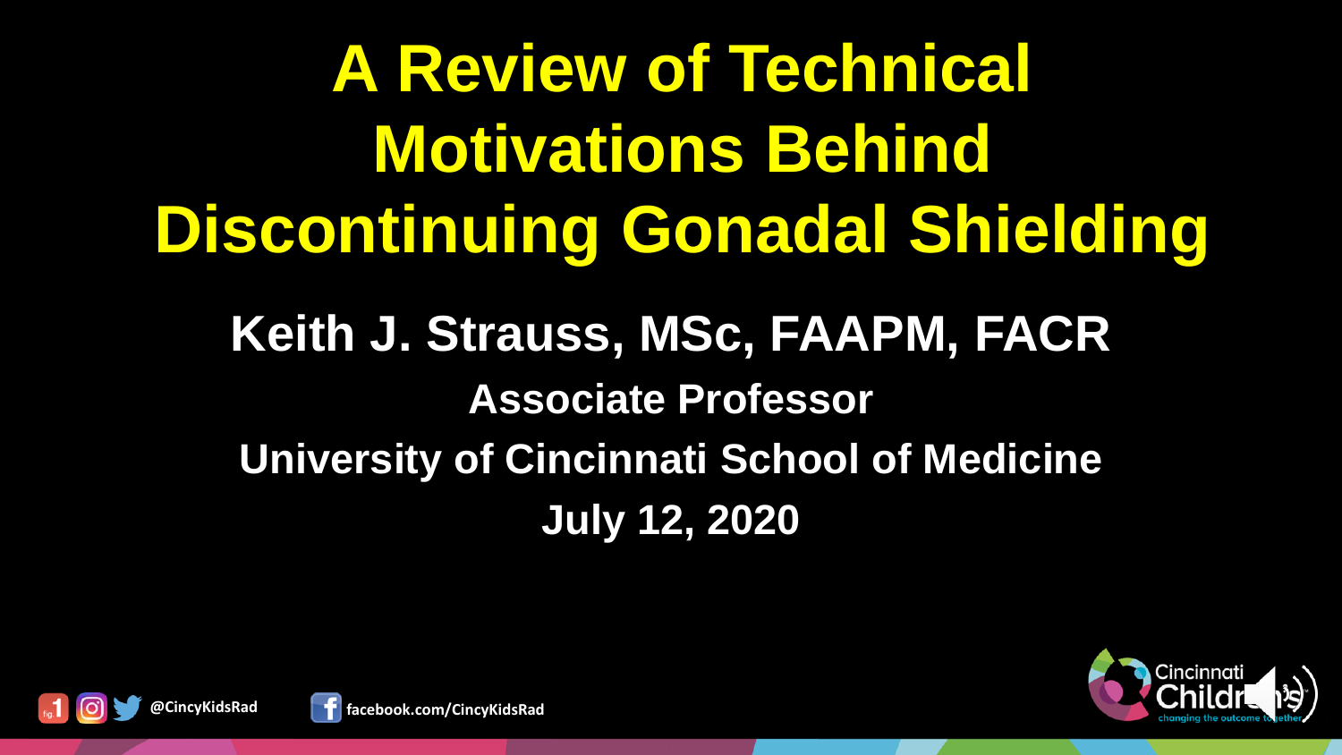# A Review of Technical Motivations Behind Discontinuing Gonadal Shielding

**Keith J. Strauss, MSc, FAAPM, FACR**

**Associate Professor**

**University of Cincinnati School of Medicine**

**July 12, 2020**

@CincyKidsRad

facebook.com/CincyKidsRad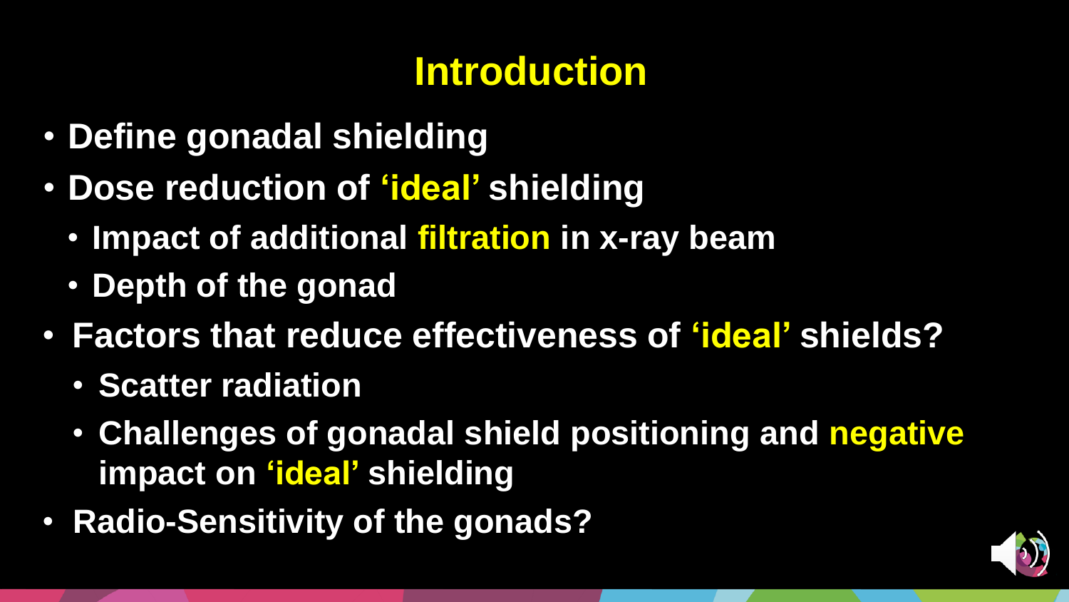# Introduction

- **Define gonadal shielding**
- **Dose reduction of 'ideal' shielding**
  - **Impact of additional filtration in x-ray beam**
  - **Depth of the gonad**
- **Factors that reduce effectiveness of 'ideal' shields?**
  - **Scatter radiation**
  - **Challenges of gonadal shield positioning and negative impact on 'ideal' shielding**
- **Radio-Sensitivity of the gonads?**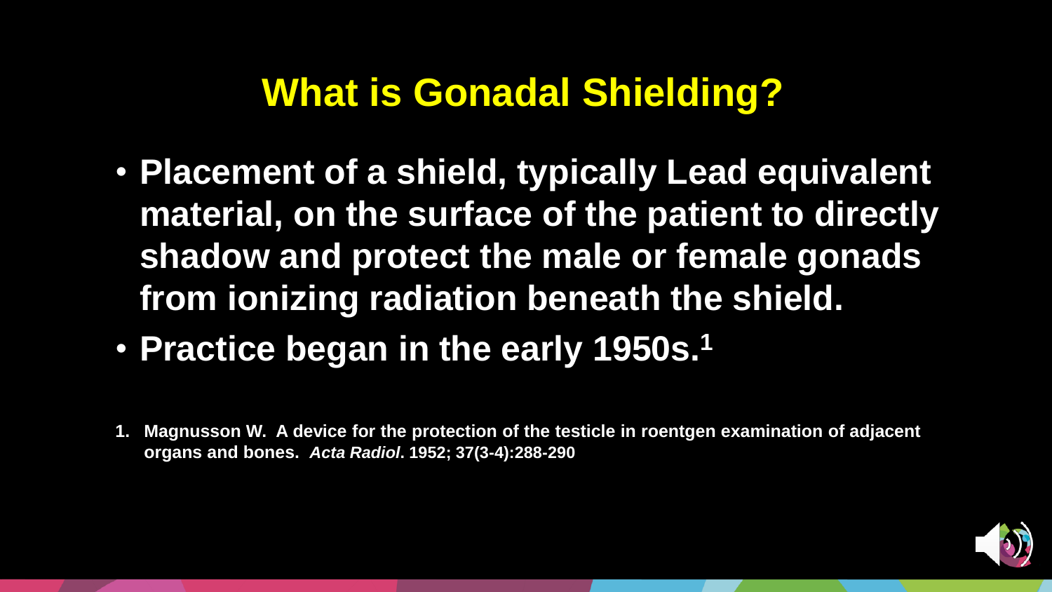# What is Gonadal Shielding?

- **Placement of a shield, typically Lead equivalent material, on the surface of the patient to directly shadow and protect the male or female gonads from ionizing radiation beneath the shield.**
- **Practice began in the early 1950s.[1]**

1. **Magnusson W. A device for the protection of the testicle in roentgen examination of adjacent organs and bones. *Acta Radiol*. 1952; 37(3-4):288-290**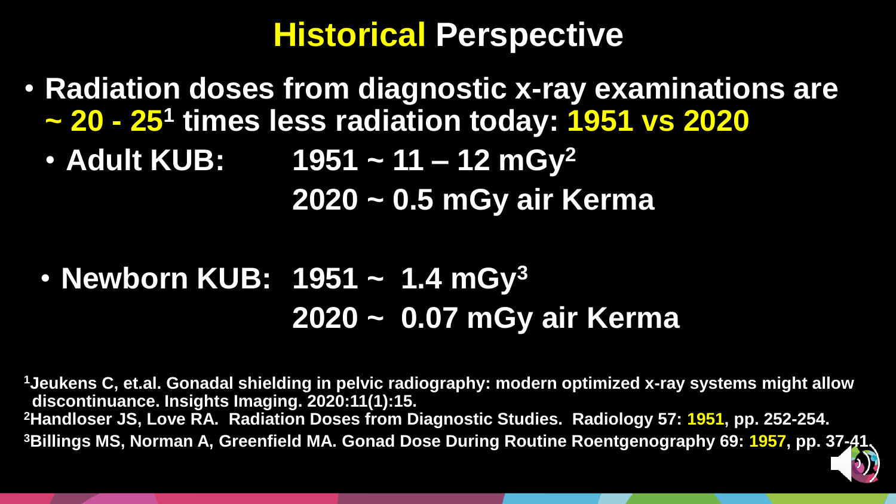# Historical Perspective

- **Radiation doses from diagnostic x-ray examinations are ~ 20 - 25[1] times less radiation today: 1951 vs 2020**
  - **Adult KUB:** **1951 ~ 11 – 12 mGy[2]**
    **2020 ~ 0.5 mGy air Kerma**
  - **Newborn KUB:** **1951 ~ 1.4 mGy[3]**
    **2020 ~ 0.07 mGy air Kerma**

[1]Jeukens C, et.al. Gonadal shielding in pelvic radiography: modern optimized x-ray systems might allow discontinuance. Insights Imaging. 2020:11(1):15.

[2]Handloser JS, Love RA. Radiation Doses from Diagnostic Studies. Radiology 57: 1951, pp. 252-254.

[3]Billings MS, Norman A, Greenfield MA. Gonad Dose During Routine Roentgenography 69: 1957, pp. 37-41.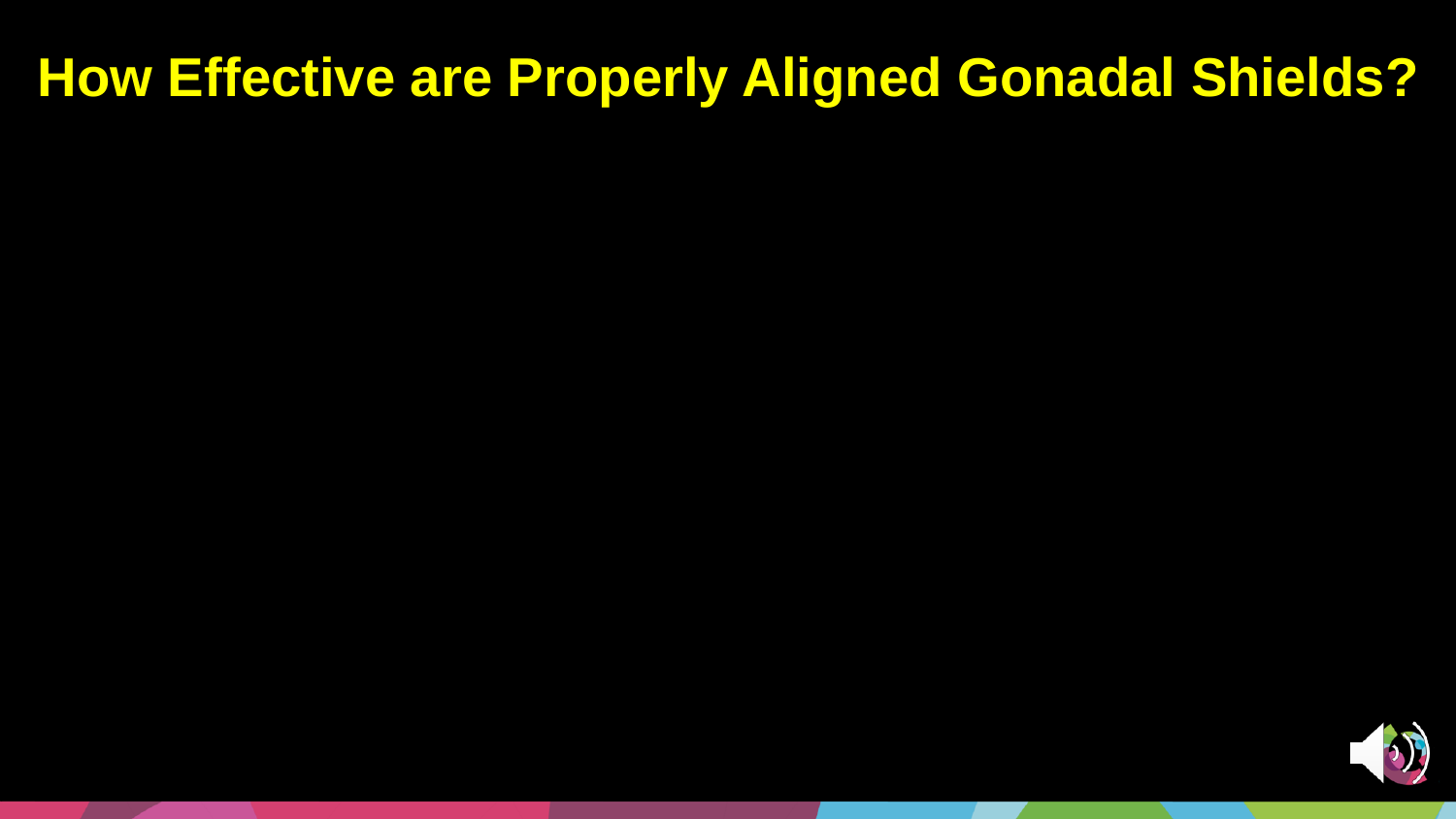# How Effective are Properly Aligned Gonadal Shields?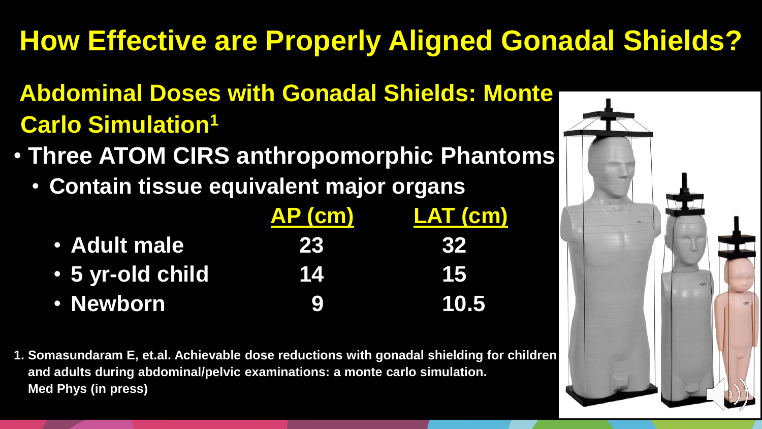# How Effective are Properly Aligned Gonadal Shields?

## Abdominal Doses with Gonadal Shields: Monte Carlo Simulation[1]

- **Three ATOM CIRS anthropomorphic Phantoms**
  - **Contain tissue equivalent major organs**

| | AP (cm) | LAT (cm) |
|---|---|---|
| Adult male | 23 | 32 |
| 5 yr-old child | 14 | 15 |
| Newborn | 9 | 10.5 |

1. Somasundaram E, et.al. Achievable dose reductions with gonadal shielding for children and adults during abdominal/pelvic examinations: a monte carlo simulation. Med Phys (in press)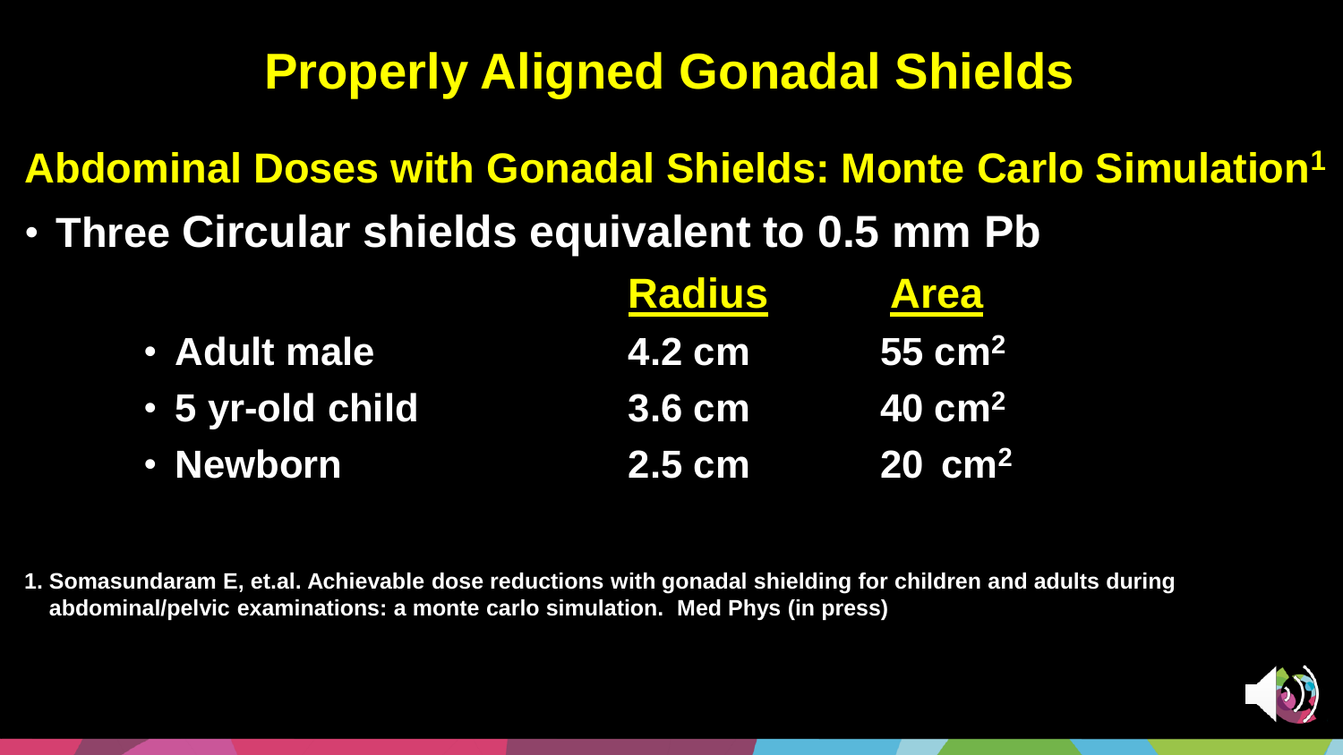# Properly Aligned Gonadal Shields

## Abdominal Doses with Gonadal Shields: Monte Carlo Simulation[1]

- **Three Circular shields equivalent to 0.5 mm Pb**

| | Radius | Area |
|---|---|---|
| Adult male | 4.2 cm | 55 $cm^2$ |
| 5 yr-old child | 3.6 cm | 40 $cm^2$ |
| Newborn | 2.5 cm | 20 $cm^2$ |

1. Somasundaram E, et.al. Achievable dose reductions with gonadal shielding for children and adults during abdominal/pelvic examinations: a monte carlo simulation. Med Phys (in press)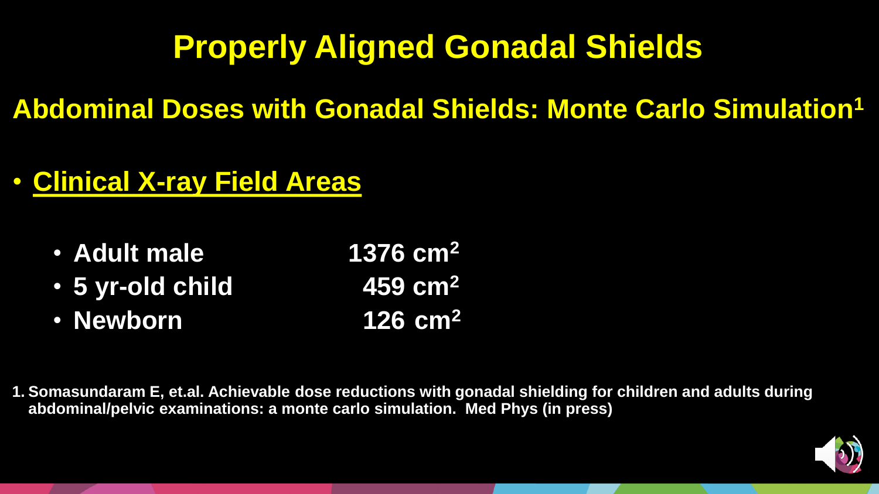# Properly Aligned Gonadal Shields

## Abdominal Doses with Gonadal Shields: Monte Carlo Simulation[1]

- **Clinical X-ray Field Areas**
  - Adult male — 1376 $cm^2$
  - 5 yr-old child — 459 $cm^2$
  - Newborn — 126 $cm^2$

1. Somasundaram E, et.al. Achievable dose reductions with gonadal shielding for children and adults during abdominal/pelvic examinations: a monte carlo simulation. Med Phys (in press)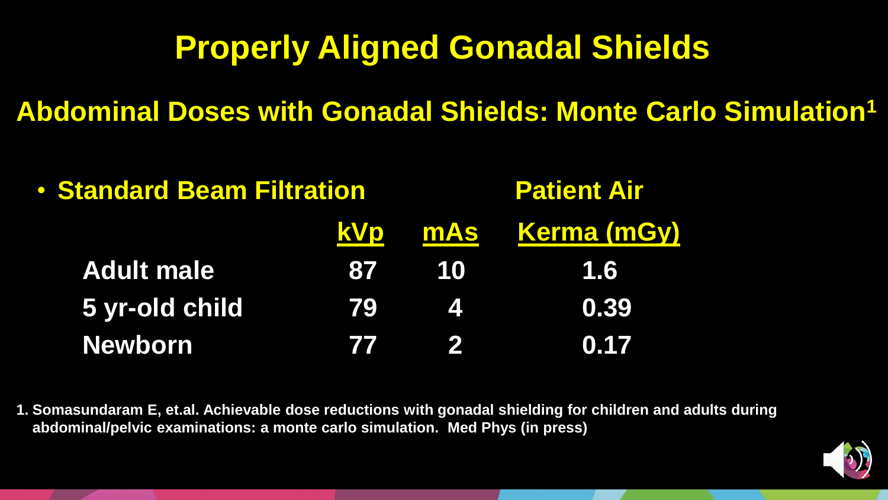# Properly Aligned Gonadal Shields

## Abdominal Doses with Gonadal Shields: Monte Carlo Simulation[1]

- **Standard Beam Filtration**

| | kVp | mAs | Patient Air Kerma (mGy) |
|---|---|---|---|
| Adult male | 87 | 10 | 1.6 |
| 5 yr-old child | 79 | 4 | 0.39 |
| Newborn | 77 | 2 | 0.17 |

1. Somasundaram E, et.al. Achievable dose reductions with gonadal shielding for children and adults during abdominal/pelvic examinations: a monte carlo simulation. Med Phys (in press)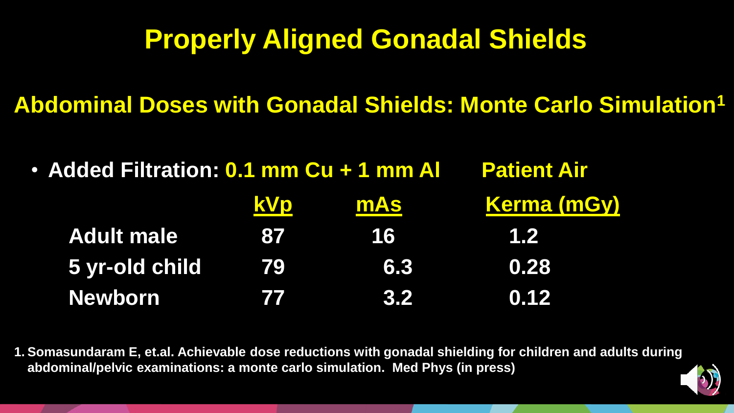# Properly Aligned Gonadal Shields

## Abdominal Doses with Gonadal Shields: Monte Carlo Simulation[1]

- **Added Filtration: 0.1 mm Cu + 1 mm Al**

| | kVp | mAs | Patient Air Kerma (mGy) |
|---|---|---|---|
| Adult male | 87 | 16 | 1.2 |
| 5 yr-old child | 79 | 6.3 | 0.28 |
| Newborn | 77 | 3.2 | 0.12 |

1. Somasundaram E, et.al. Achievable dose reductions with gonadal shielding for children and adults during abdominal/pelvic examinations: a monte carlo simulation. Med Phys (in press)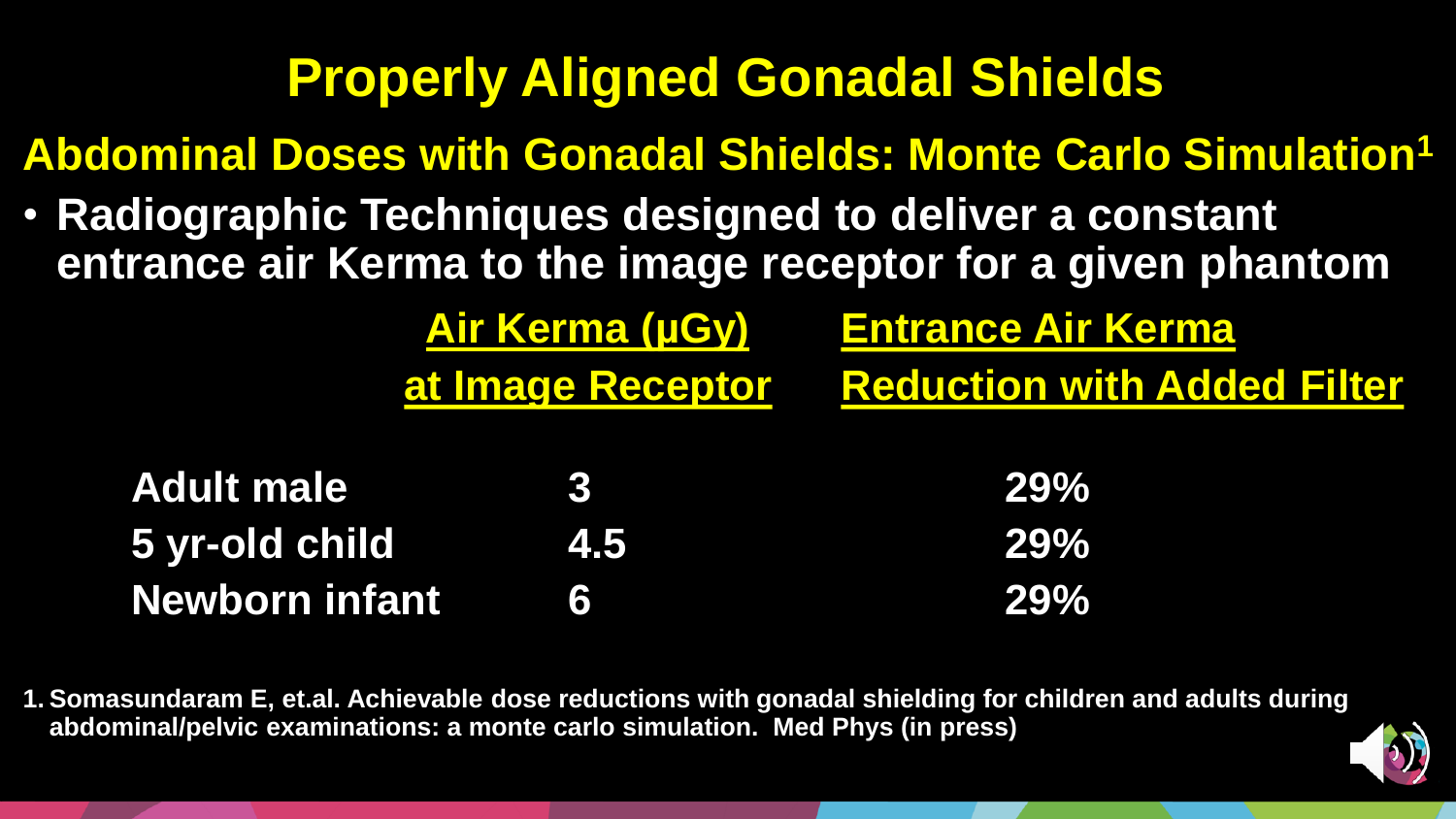# Properly Aligned Gonadal Shields

## Abdominal Doses with Gonadal Shields: Monte Carlo Simulation[1]

- Radiographic Techniques designed to deliver a constant entrance air Kerma to the image receptor for a given phantom

| | Air Kerma (µGy) at Image Receptor | Entrance Air Kerma Reduction with Added Filter |
|---|---|---|
| Adult male | 3 | 29% |
| 5 yr-old child | 4.5 | 29% |
| Newborn infant | 6 | 29% |

1. Somasundaram E, et.al. Achievable dose reductions with gonadal shielding for children and adults during abdominal/pelvic examinations: a monte carlo simulation. Med Phys (in press)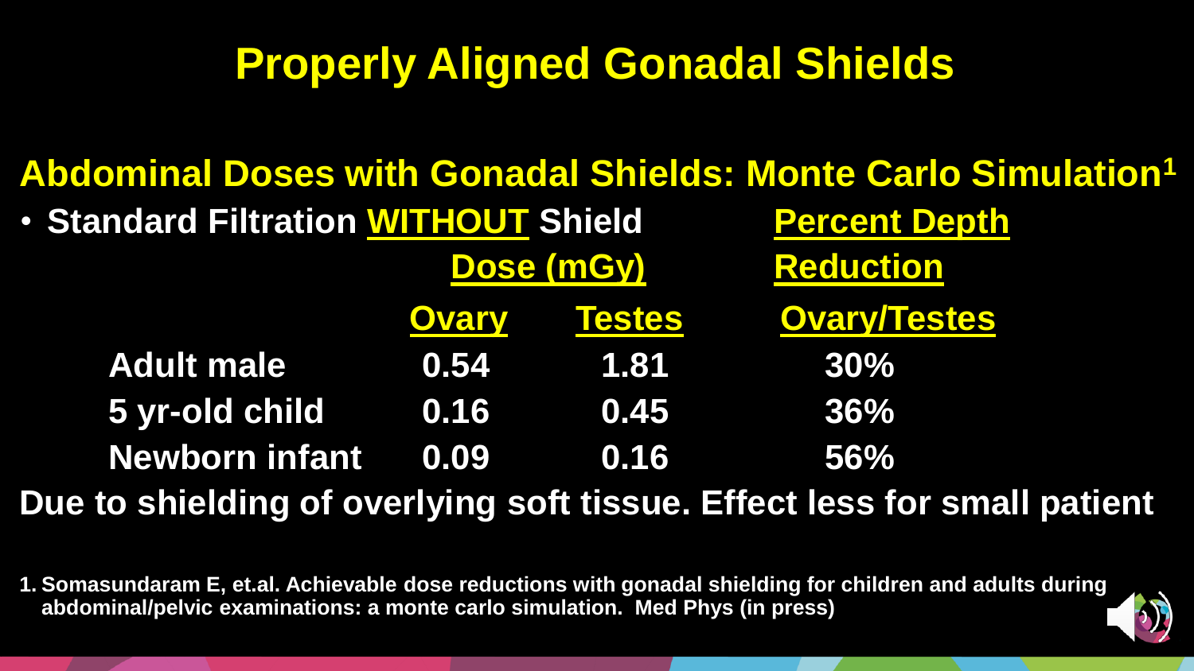# Properly Aligned Gonadal Shields

## Abdominal Doses with Gonadal Shields: Monte Carlo Simulation[1]

- **Standard Filtration WITHOUT Shield**

| | Dose (mGy) | | Percent Depth Reduction |
|---|---|---|---|
| | Ovary | Testes | Ovary/Testes |
| Adult male | 0.54 | 1.81 | 30% |
| 5 yr-old child | 0.16 | 0.45 | 36% |
| Newborn infant | 0.09 | 0.16 | 56% |

**Due to shielding of overlying soft tissue. Effect less for small patient**

1. Somasundaram E, et.al. Achievable dose reductions with gonadal shielding for children and adults during abdominal/pelvic examinations: a monte carlo simulation. Med Phys (in press)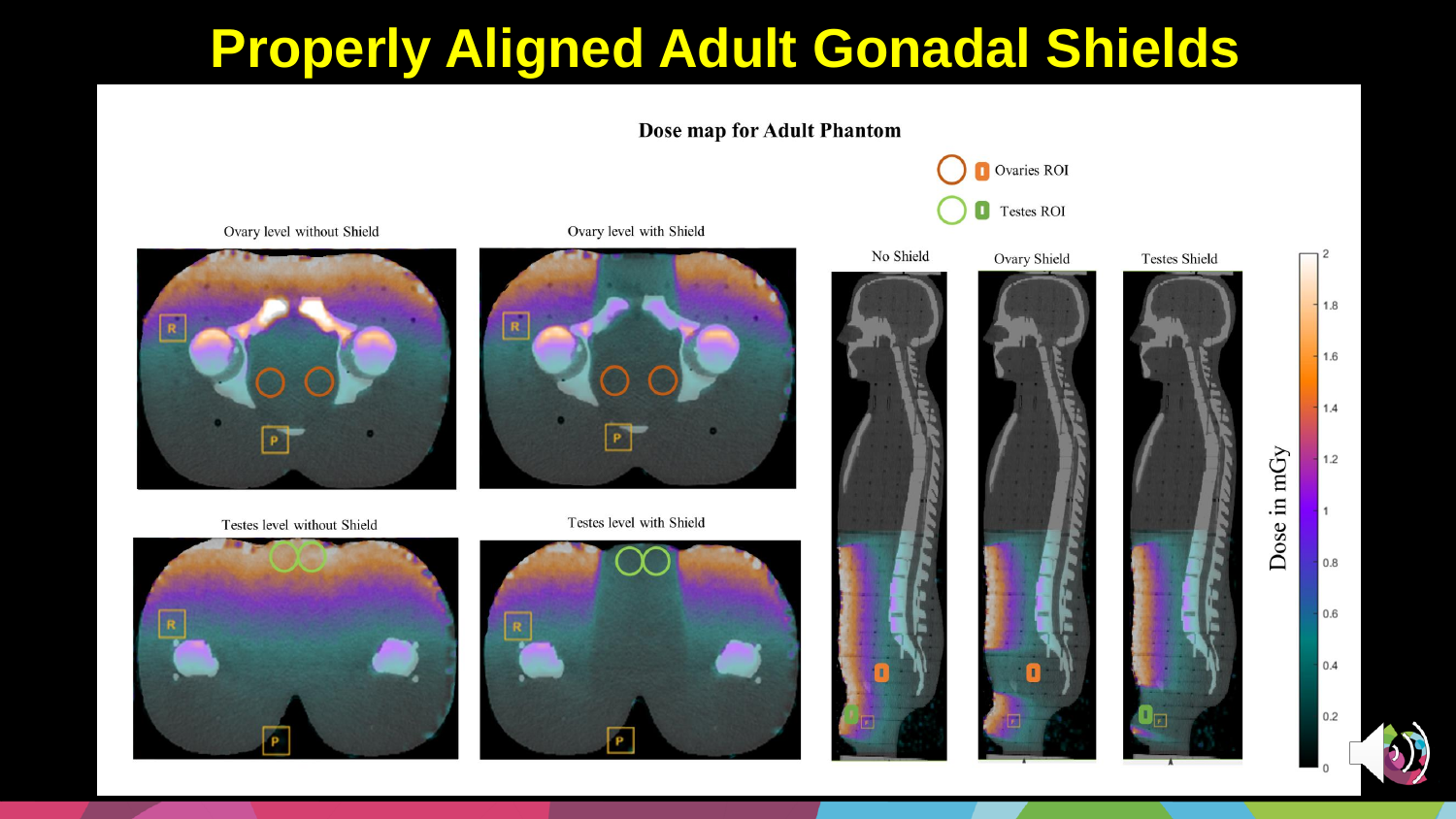# Properly Aligned Adult Gonadal Shields

**Dose map for Adult Phantom**

Ovaries ROI

Testes ROI

Ovary level without Shield

Ovary level with Shield

Testes level without Shield

Testes level with Shield

No Shield

Ovary Shield

Testes Shield

Dose in mGy

2, 1.8, 1.6, 1.4, 1.2, 1, 0.8, 0.6, 0.4, 0.2, 0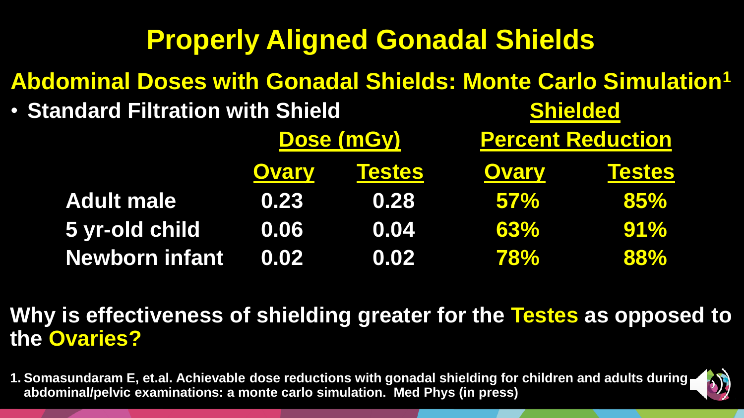# Properly Aligned Gonadal Shields

## Abdominal Doses with Gonadal Shields: Monte Carlo Simulation[1]

- **Standard Filtration with Shield**

| | Dose (mGy) | | Shielded Percent Reduction | |
|---|---|---|---|---|
| | Ovary | Testes | Ovary | Testes |
| Adult male | 0.23 | 0.28 | 57% | 85% |
| 5 yr-old child | 0.06 | 0.04 | 63% | 91% |
| Newborn infant | 0.02 | 0.02 | 78% | 88% |

**Why is effectiveness of shielding greater for the Testes as opposed to the Ovaries?**

1. Somasundaram E, et.al. Achievable dose reductions with gonadal shielding for children and adults during abdominal/pelvic examinations: a monte carlo simulation. Med Phys (in press)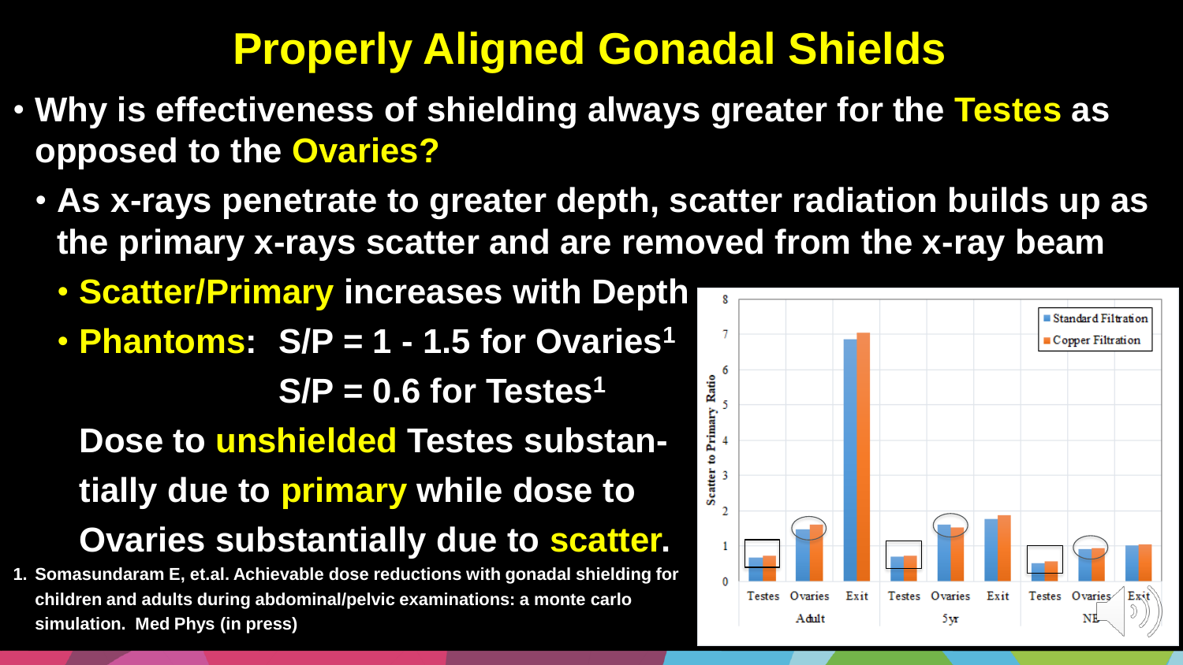# Properly Aligned Gonadal Shields

- **Why is effectiveness of shielding always greater for the Testes as opposed to the Ovaries?**
  - **As x-rays penetrate to greater depth, scatter radiation builds up as the primary x-rays scatter and are removed from the x-ray beam**
    - **Scatter/Primary increases with Depth**
    - **Phantoms: S/P = 1 - 1.5 for Ovaries[1]**
      **S/P = 0.6 for Testes[1]**

    **Dose to unshielded Testes substantially due to primary while dose to Ovaries substantially due to scatter.**

1. Somasundaram E, et.al. Achievable dose reductions with gonadal shielding for children and adults during abdominal/pelvic examinations: a monte carlo simulation. Med Phys (in press)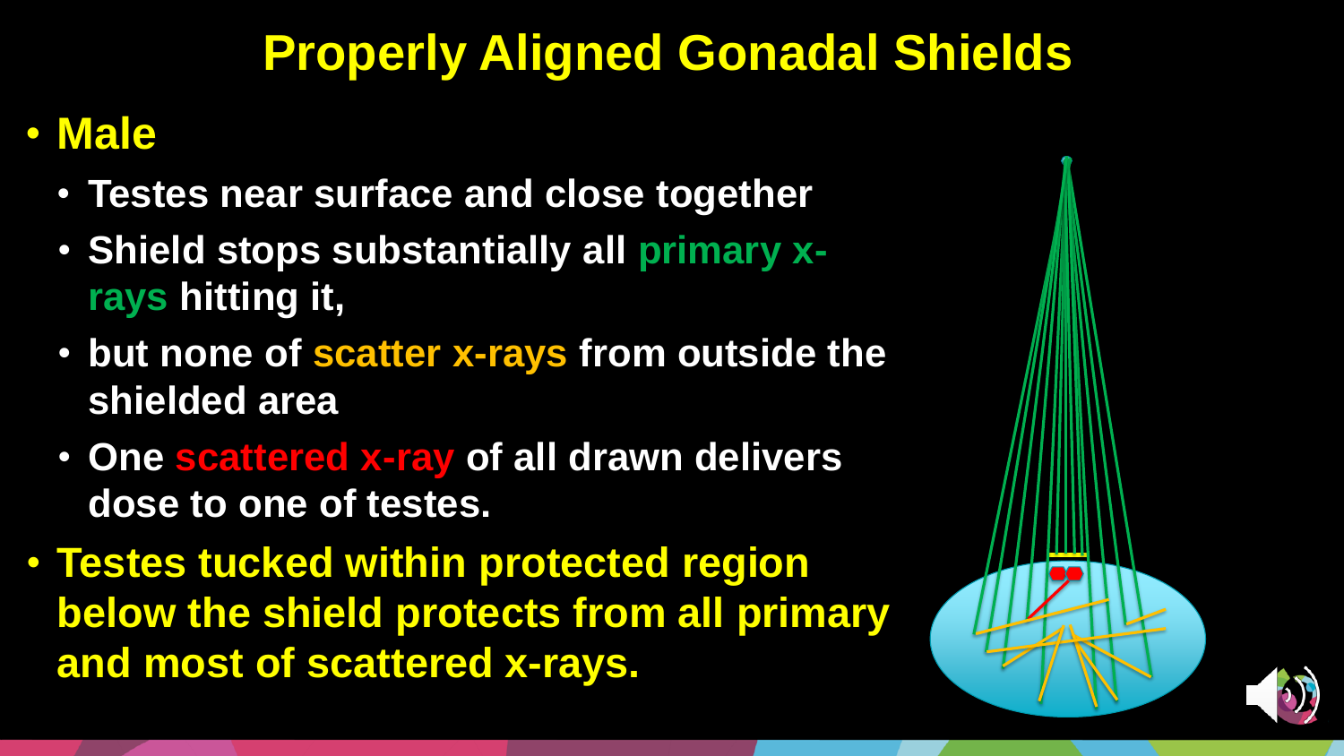# Properly Aligned Gonadal Shields

- **Male**
  - **Testes near surface and close together**
  - **Shield stops substantially all primary x-rays hitting it,**
  - **but none of scatter x-rays from outside the shielded area**
  - **One scattered x-ray of all drawn delivers dose to one of testes.**
- **Testes tucked within protected region below the shield protects from all primary and most of scattered x-rays.**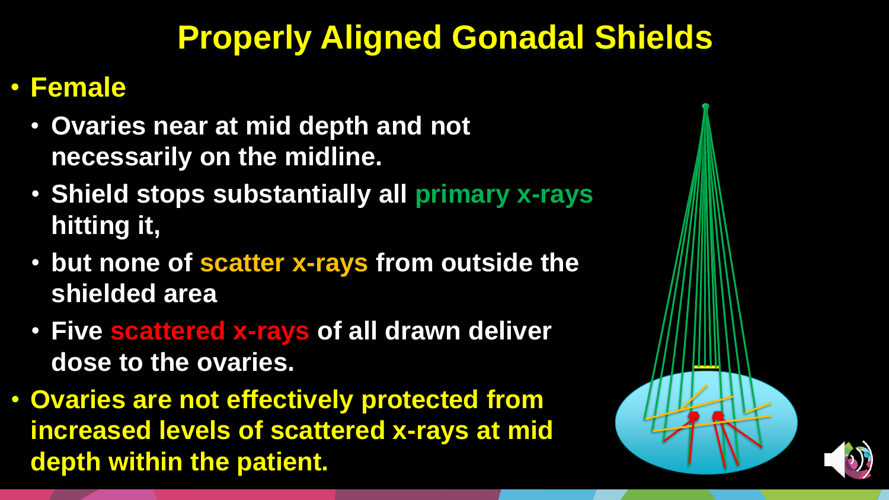# Properly Aligned Gonadal Shields

- **Female**
  - **Ovaries near at mid depth and not necessarily on the midline.**
  - **Shield stops substantially all primary x-rays hitting it,**
  - **but none of scatter x-rays from outside the shielded area**
  - **Five scattered x-rays of all drawn deliver dose to the ovaries.**
- **Ovaries are not effectively protected from increased levels of scattered x-rays at mid depth within the patient.**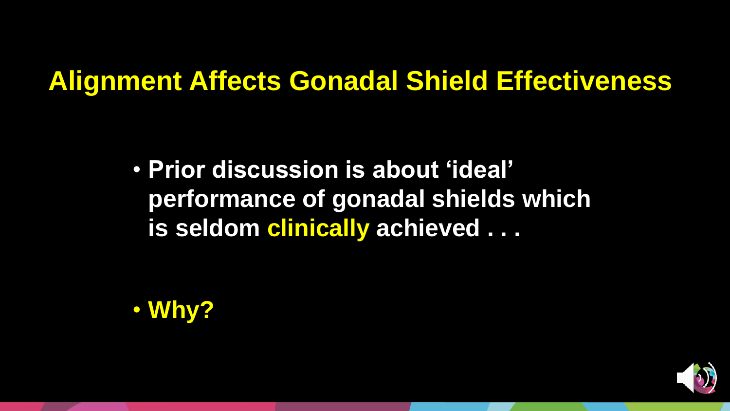# Alignment Affects Gonadal Shield Effectiveness

- Prior discussion is about 'ideal' performance of gonadal shields which is seldom clinically achieved . . .

- Why?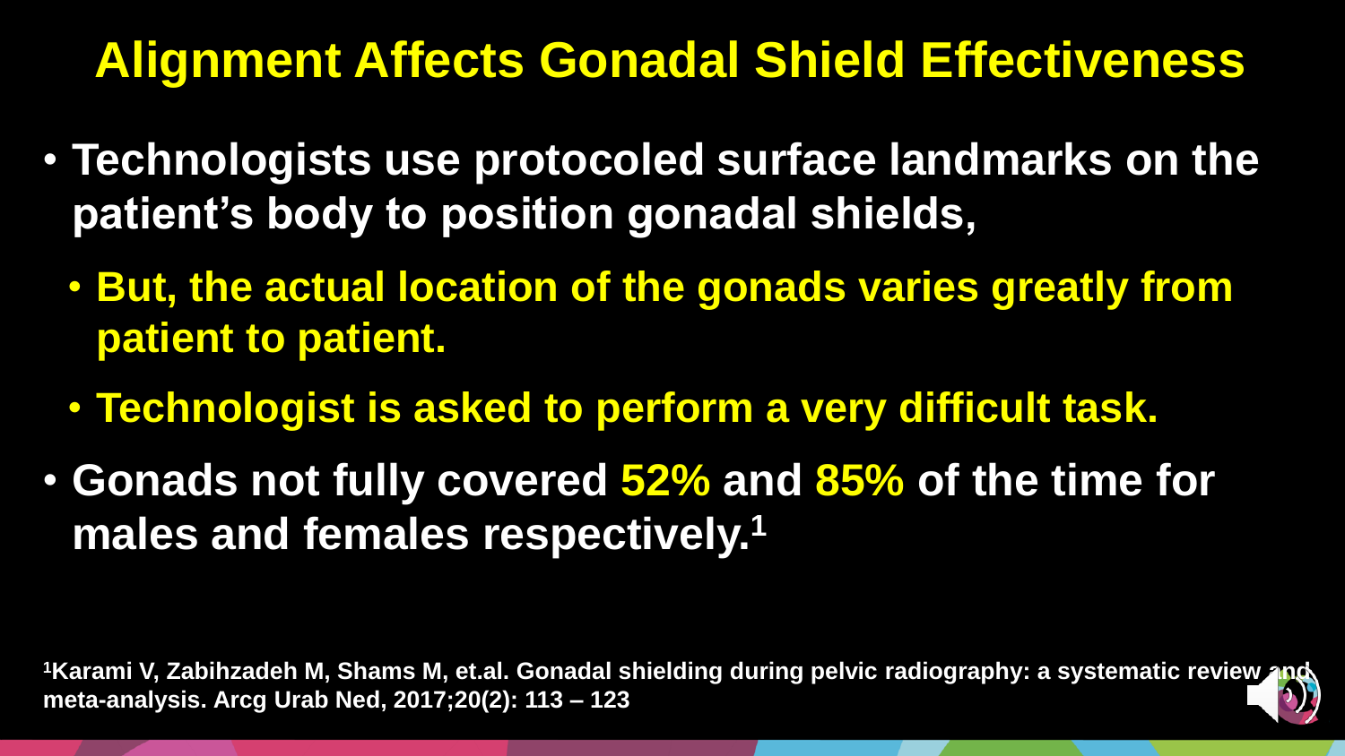# Alignment Affects Gonadal Shield Effectiveness

- **Technologists use protocoled surface landmarks on the patient's body to position gonadal shields,**
  - **But, the actual location of the gonads varies greatly from patient to patient.**
  - **Technologist is asked to perform a very difficult task.**
- **Gonads not fully covered 52% and 85% of the time for males and females respectively.[1]**

[1]Karami V, Zabihzadeh M, Shams M, et.al. Gonadal shielding during pelvic radiography: a systematic review and meta-analysis. Arcg Urab Ned, 2017;20(2): 113 – 123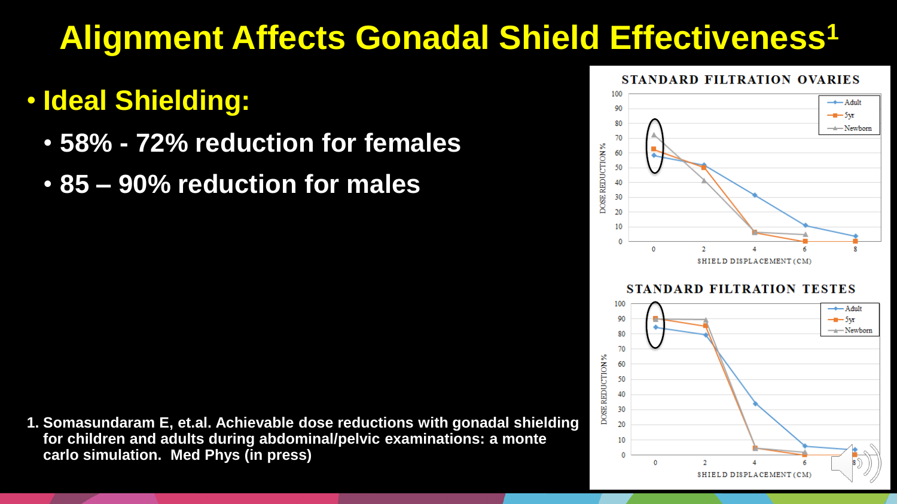# Alignment Affects Gonadal Shield Effectiveness[1]

- **Ideal Shielding:**
  - **58% - 72% reduction for females**
  - **85 – 90% reduction for males**

**STANDARD FILTRATION OVARIES**

DOSE REDUCTION % vs. SHIELD DISPLACEMENT (CM) — Adult, 5yr, Newborn

**STANDARD FILTRATION TESTES**

DOSE REDUCTION % vs. SHIELD DISPLACEMENT (CM) — Adult, 5yr, Newborn

1. **Somasundaram E, et.al. Achievable dose reductions with gonadal shielding for children and adults during abdominal/pelvic examinations: a monte carlo simulation. Med Phys (in press)**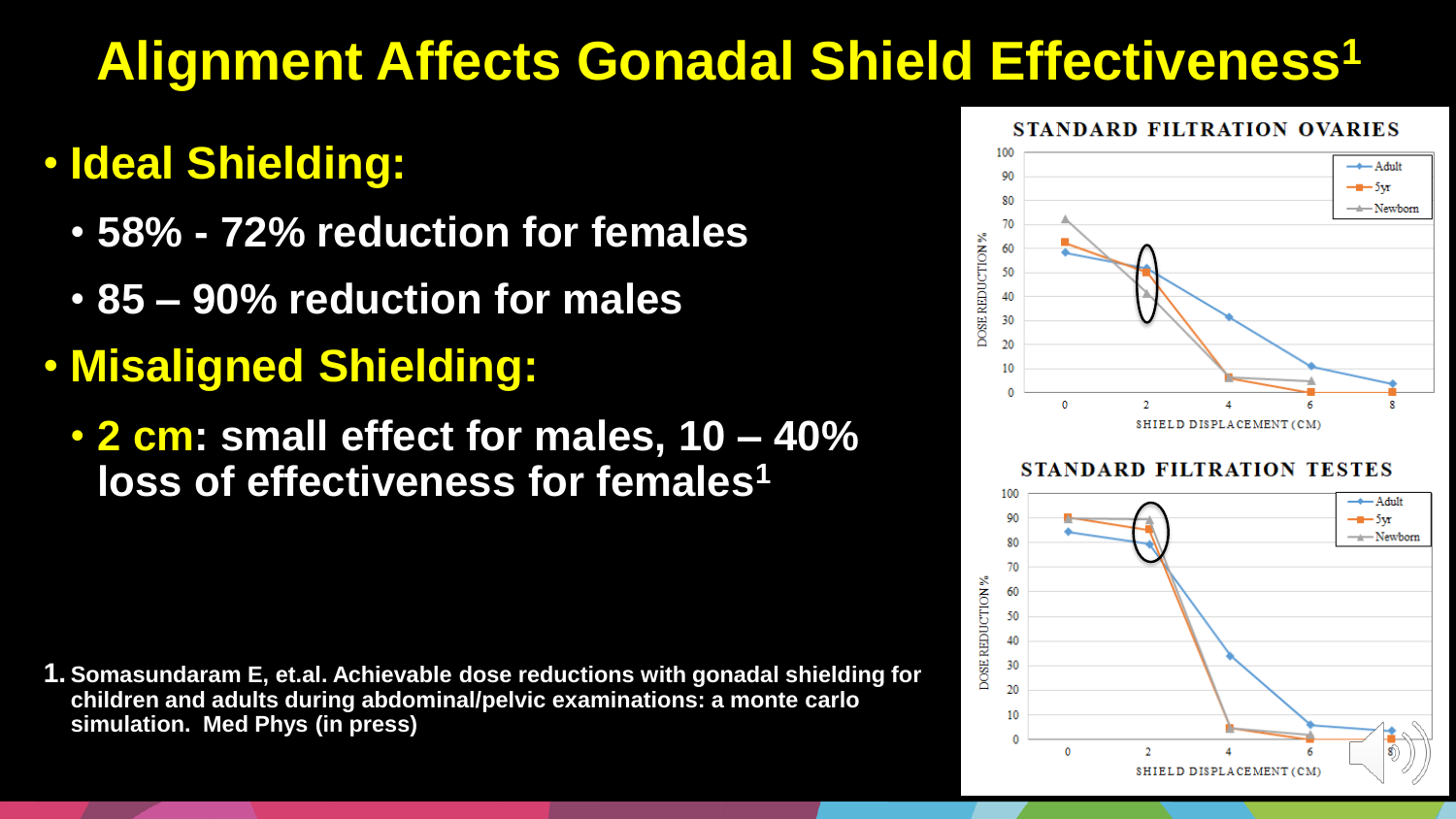# Alignment Affects Gonadal Shield Effectiveness[1]

- **Ideal Shielding:**
  - 58% - 72% reduction for females
  - 85 – 90% reduction for males
- **Misaligned Shielding:**
  - **2 cm**: small effect for males, 10 – 40% loss of effectiveness for females[1]

1. Somasundaram E, et.al. Achievable dose reductions with gonadal shielding for children and adults during abdominal/pelvic examinations: a monte carlo simulation. Med Phys (in press)

**STANDARD FILTRATION OVARIES**

DOSE REDUCTION % vs. SHIELD DISPLACEMENT (CM) — Adult, 5yr, Newborn

**STANDARD FILTRATION TESTES**

DOSE REDUCTION % vs. SHIELD DISPLACEMENT (CM) — Adult, 5yr, Newborn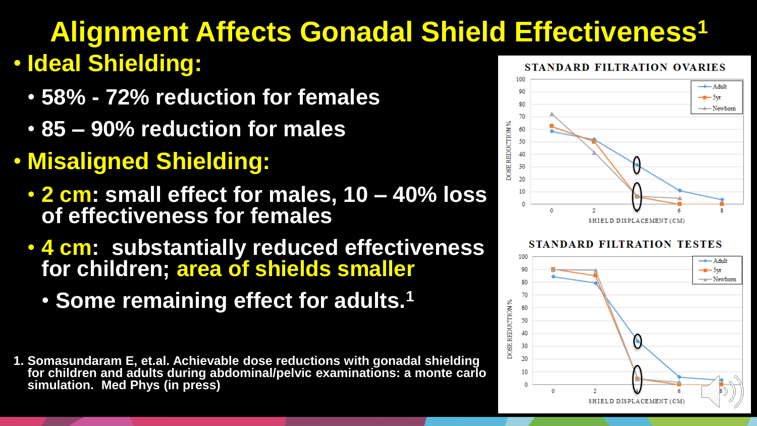# Alignment Affects Gonadal Shield Effectiveness[1]

- **Ideal Shielding:**
  - **58% - 72% reduction for females**
  - **85 – 90% reduction for males**
- **Misaligned Shielding:**
  - **2 cm: small effect for males, 10 – 40% loss of effectiveness for females**
  - **4 cm: substantially reduced effectiveness for children; area of shields smaller**
    - **Some remaining effect for adults.[1]**

**STANDARD FILTRATION OVARIES**

DOSE REDUCTION % vs SHIELD DISPLACEMENT (CM) — Adult, 5yr, Newborn

**STANDARD FILTRATION TESTES**

DOSE REDUCTION % vs SHIELD DISPLACEMENT (CM) — Adult, 5yr, Newborn

1. Somasundaram E, et.al. Achievable dose reductions with gonadal shielding for children and adults during abdominal/pelvic examinations: a monte carlo simulation. Med Phys (in press)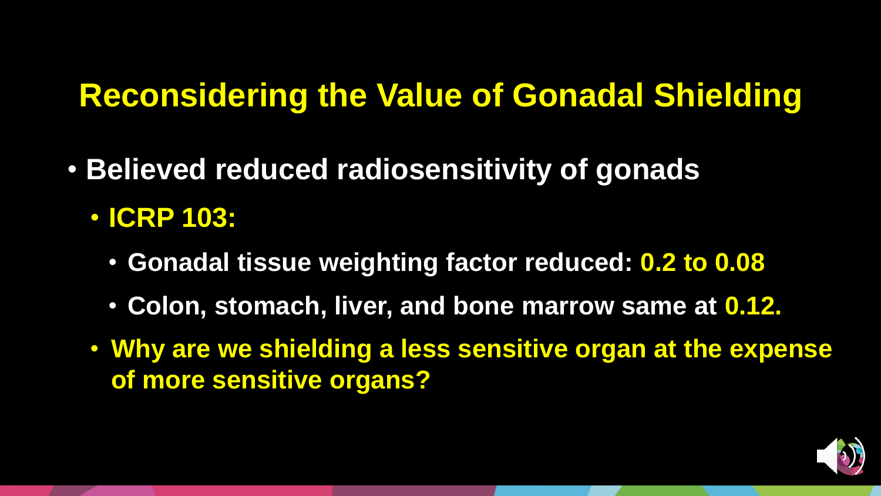# Reconsidering the Value of Gonadal Shielding

- **Believed reduced radiosensitivity of gonads**
  - **ICRP 103:**
    - **Gonadal tissue weighting factor reduced: 0.2 to 0.08**
    - **Colon, stomach, liver, and bone marrow same at 0.12.**
  - **Why are we shielding a less sensitive organ at the expense of more sensitive organs?**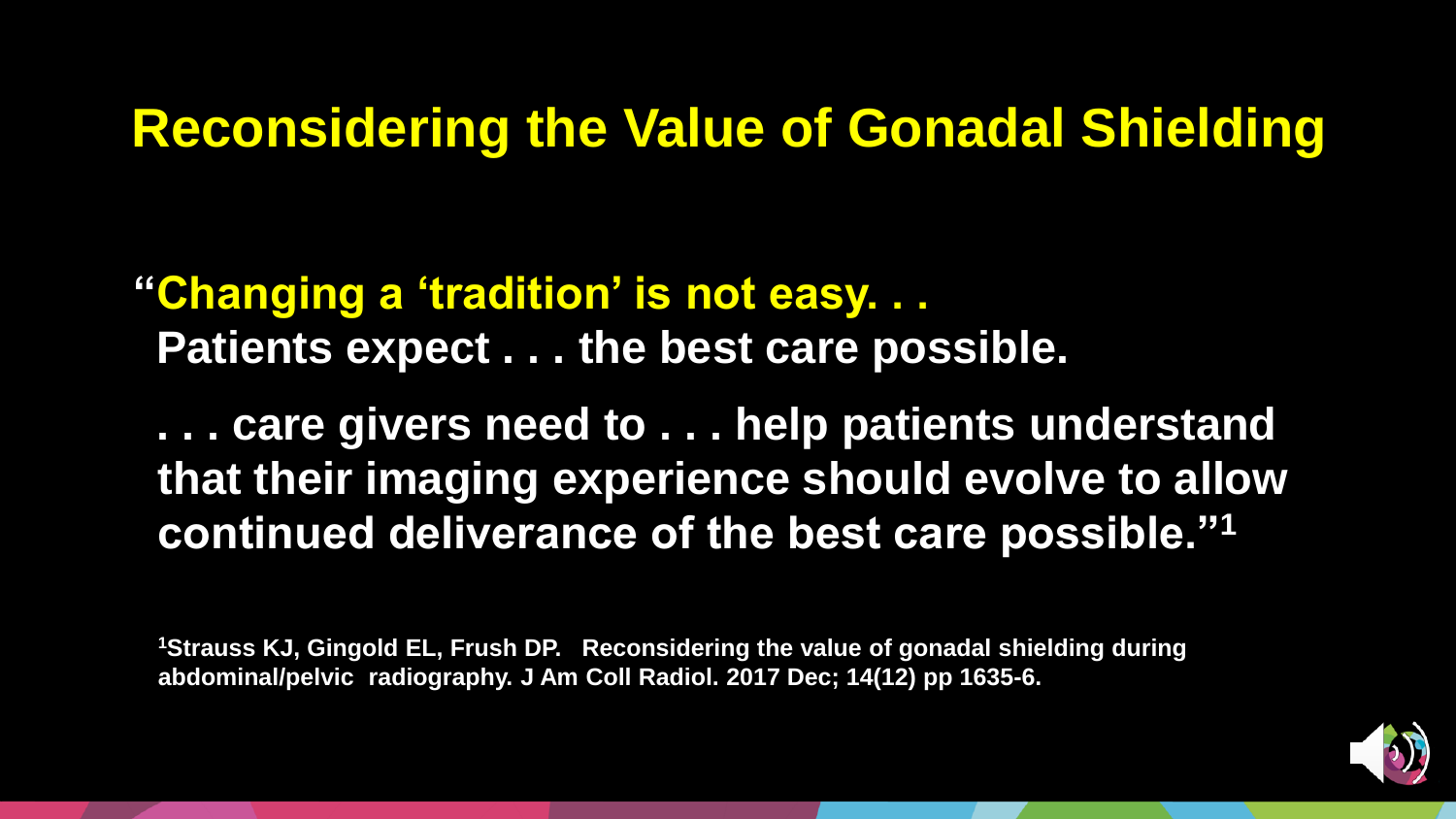# Reconsidering the Value of Gonadal Shielding

**"Changing a 'tradition' is not easy. . .**
**Patients expect . . . the best care possible.**

**. . . care givers need to . . . help patients understand that their imaging experience should evolve to allow continued deliverance of the best care possible."[1]**

[1]Strauss KJ, Gingold EL, Frush DP. Reconsidering the value of gonadal shielding during abdominal/pelvic radiography. J Am Coll Radiol. 2017 Dec; 14(12) pp 1635-6.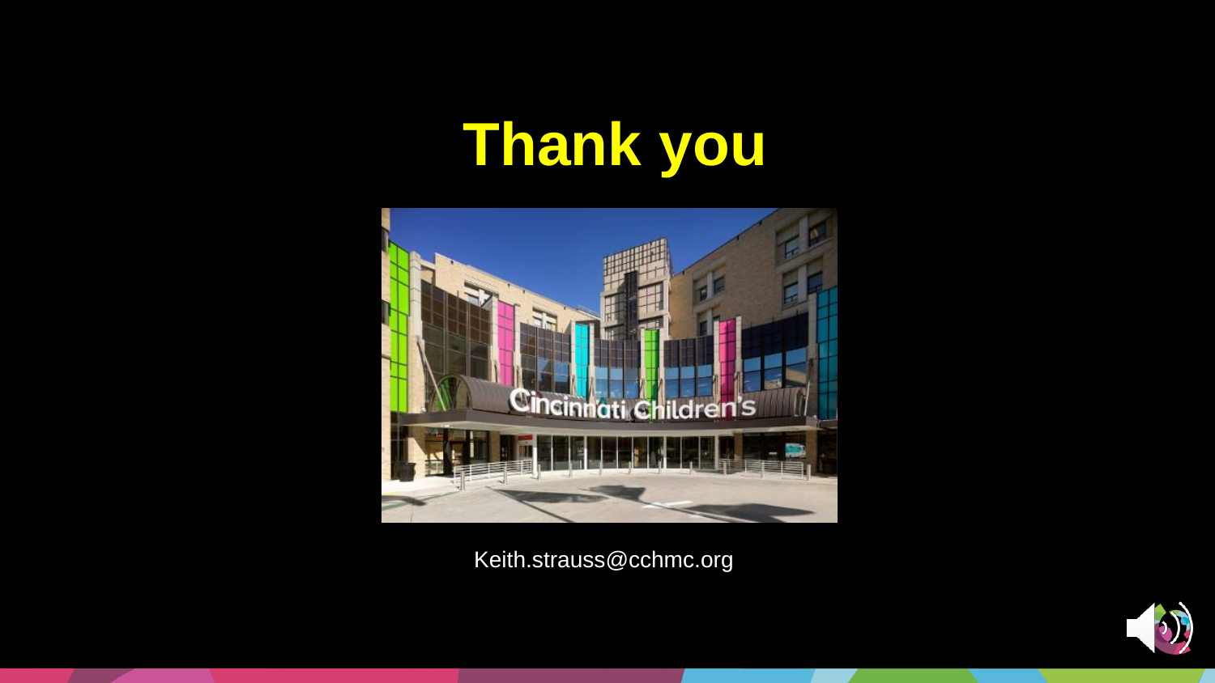# Thank you

Keith.strauss@cchmc.org